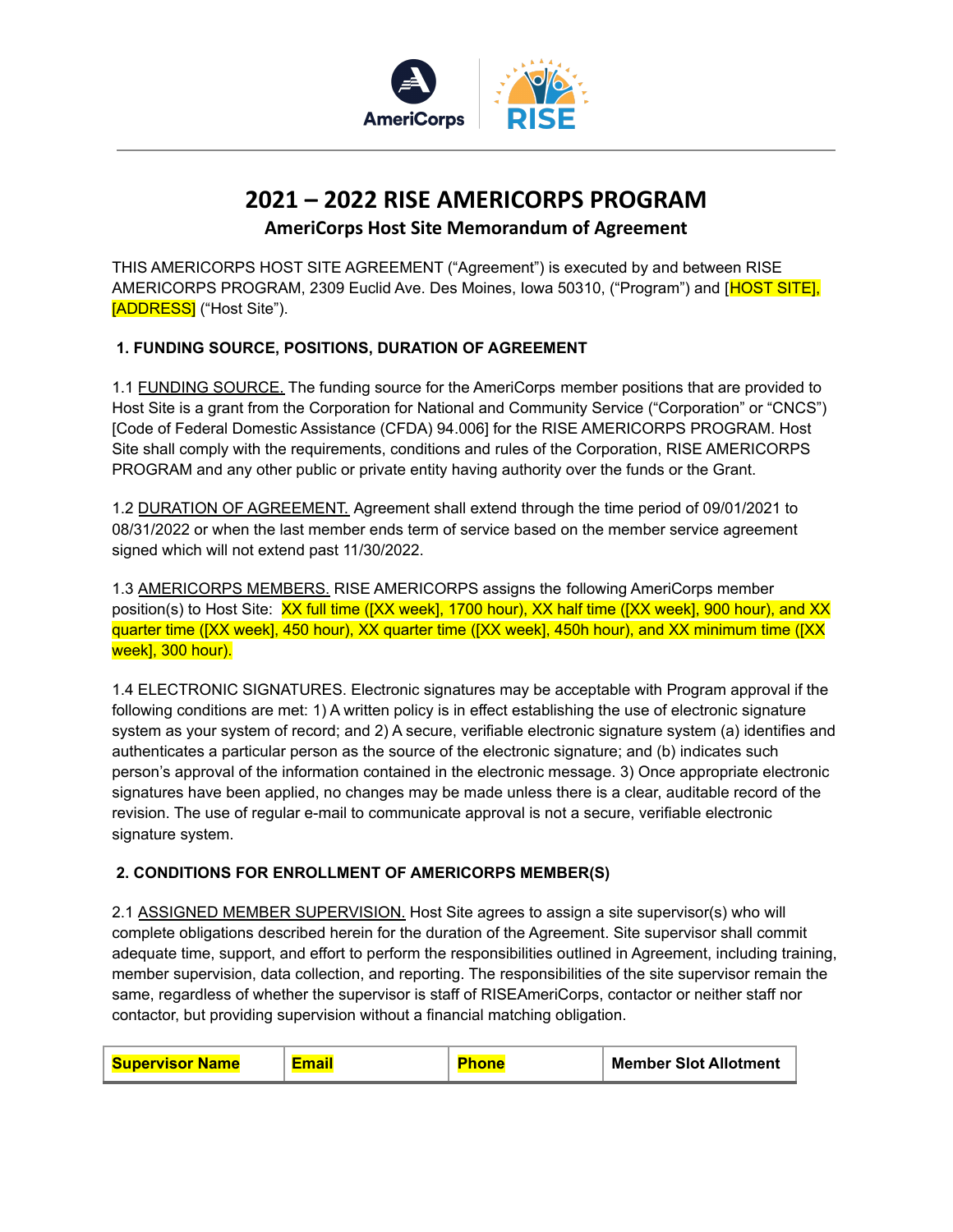# 2021 – 2022 RISE AMERICORPS PROGRAM

## AmeriCorps Host Site Memorandum of Agreement

THIS AMERICORPS HOST SITE AGREEMENT ("Agreement") is executed by and between RISE AMERICORPS PROGRAM, 2309 Euclid Ave. Des Moines, Iowa 50310, ("Program") and [HOST SITE], [ADDRESS] ("Host Site").

**1. FUNDING SOURCE, POSITIONS, DURATION OF AGREEMENT**

1.1 FUNDING SOURCE. The funding source for the AmeriCorps member positions that are provided to Host Site is a grant from the Corporation for National and Community Service ("Corporation" or "CNCS") [Code of Federal Domestic Assistance (CFDA) 94.006] for the RISE AMERICORPS PROGRAM. Host Site shall comply with the requirements, conditions and rules of the Corporation, RISE AMERICORPS PROGRAM and any other public or private entity having authority over the funds or the Grant.

1.2 DURATION OF AGREEMENT. Agreement shall extend through the time period of 09/01/2021 to 08/31/2022 or when the last member ends term of service based on the member service agreement signed which will not extend past 11/30/2022.

1.3 AMERICORPS MEMBERS. RISE AMERICORPS assigns the following AmeriCorps member position(s) to Host Site: XX full time ([XX week], 1700 hour), XX half time ([XX week], 900 hour), and XX quarter time ([XX week], 450 hour), XX quarter time ([XX week], 450h hour), and XX minimum time ([XX week], 300 hour).

1.4 ELECTRONIC SIGNATURES. Electronic signatures may be acceptable with Program approval if the following conditions are met: 1) A written policy is in effect establishing the use of electronic signature system as your system of record; and 2) A secure, verifiable electronic signature system (a) identifies and authenticates a particular person as the source of the electronic signature; and (b) indicates such person's approval of the information contained in the electronic message. 3) Once appropriate electronic signatures have been applied, no changes may be made unless there is a clear, auditable record of the revision. The use of regular e-mail to communicate approval is not a secure, verifiable electronic signature system.

**2. CONDITIONS FOR ENROLLMENT OF AMERICORPS MEMBER(S)**

2.1 ASSIGNED MEMBER SUPERVISION. Host Site agrees to assign a site supervisor(s) who will complete obligations described herein for the duration of the Agreement. Site supervisor shall commit adequate time, support, and effort to perform the responsibilities outlined in Agreement, including training, member supervision, data collection, and reporting. The responsibilities of the site supervisor remain the same, regardless of whether the supervisor is staff of RISEAmeriCorps, contactor or neither staff nor contactor, but providing supervision without a financial matching obligation.

| Supervisor Name | Email | Phone | Member Slot Allotment |
|---|---|---|---|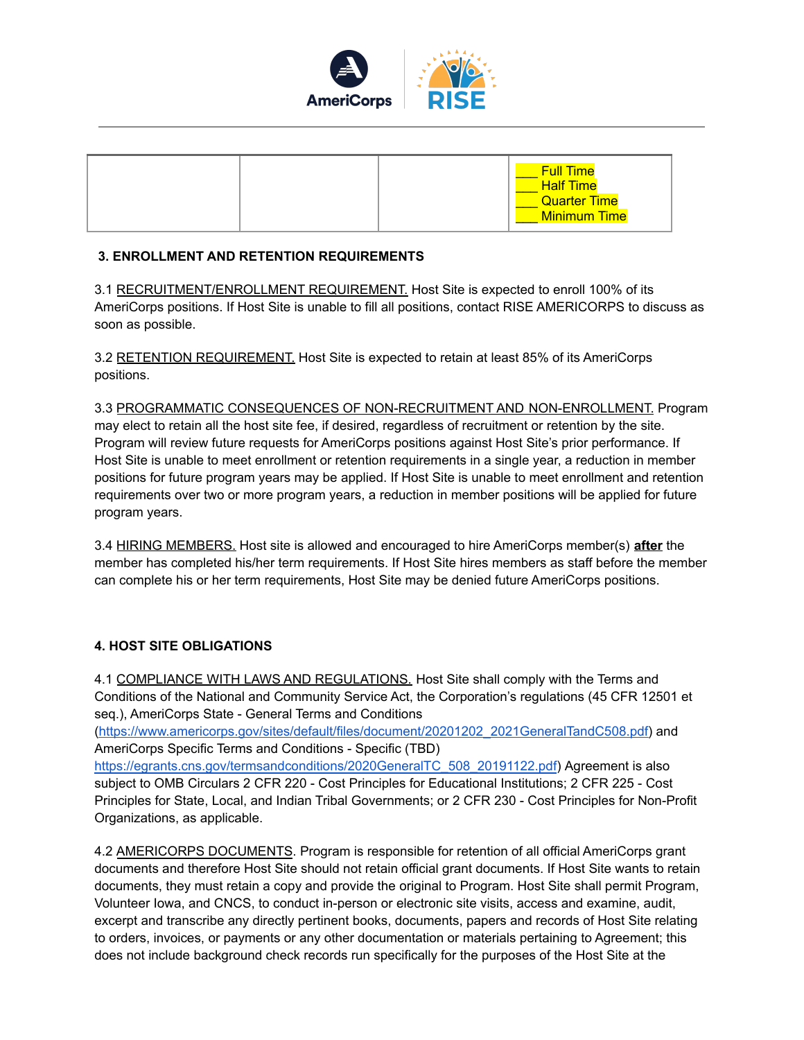| | | | ___ Full Time<br>___ Half Time<br>___ Quarter Time<br>___ Minimum Time |
|---|---|---|---|

**3. ENROLLMENT AND RETENTION REQUIREMENTS**

3.1 RECRUITMENT/ENROLLMENT REQUIREMENT. Host Site is expected to enroll 100% of its AmeriCorps positions. If Host Site is unable to fill all positions, contact RISE AMERICORPS to discuss as soon as possible.

3.2 RETENTION REQUIREMENT. Host Site is expected to retain at least 85% of its AmeriCorps positions.

3.3 PROGRAMMATIC CONSEQUENCES OF NON-RECRUITMENT AND NON-ENROLLMENT. Program may elect to retain all the host site fee, if desired, regardless of recruitment or retention by the site. Program will review future requests for AmeriCorps positions against Host Site's prior performance. If Host Site is unable to meet enrollment or retention requirements in a single year, a reduction in member positions for future program years may be applied. If Host Site is unable to meet enrollment and retention requirements over two or more program years, a reduction in member positions will be applied for future program years.

3.4 HIRING MEMBERS. Host site is allowed and encouraged to hire AmeriCorps member(s) **after** the member has completed his/her term requirements. If Host Site hires members as staff before the member can complete his or her term requirements, Host Site may be denied future AmeriCorps positions.

**4. HOST SITE OBLIGATIONS**

4.1 COMPLIANCE WITH LAWS AND REGULATIONS. Host Site shall comply with the Terms and Conditions of the National and Community Service Act, the Corporation's regulations (45 CFR 12501 et seq.), AmeriCorps State - General Terms and Conditions (https://www.americorps.gov/sites/default/files/document/20201202_2021GeneralTandC508.pdf) and AmeriCorps Specific Terms and Conditions - Specific (TBD) https://egrants.cns.gov/termsandconditions/2020GeneralTC_508_20191122.pdf) Agreement is also subject to OMB Circulars 2 CFR 220 - Cost Principles for Educational Institutions; 2 CFR 225 - Cost Principles for State, Local, and Indian Tribal Governments; or 2 CFR 230 - Cost Principles for Non-Profit Organizations, as applicable.

4.2 AMERICORPS DOCUMENTS. Program is responsible for retention of all official AmeriCorps grant documents and therefore Host Site should not retain official grant documents. If Host Site wants to retain documents, they must retain a copy and provide the original to Program. Host Site shall permit Program, Volunteer Iowa, and CNCS, to conduct in-person or electronic site visits, access and examine, audit, excerpt and transcribe any directly pertinent books, documents, papers and records of Host Site relating to orders, invoices, or payments or any other documentation or materials pertaining to Agreement; this does not include background check records run specifically for the purposes of the Host Site at the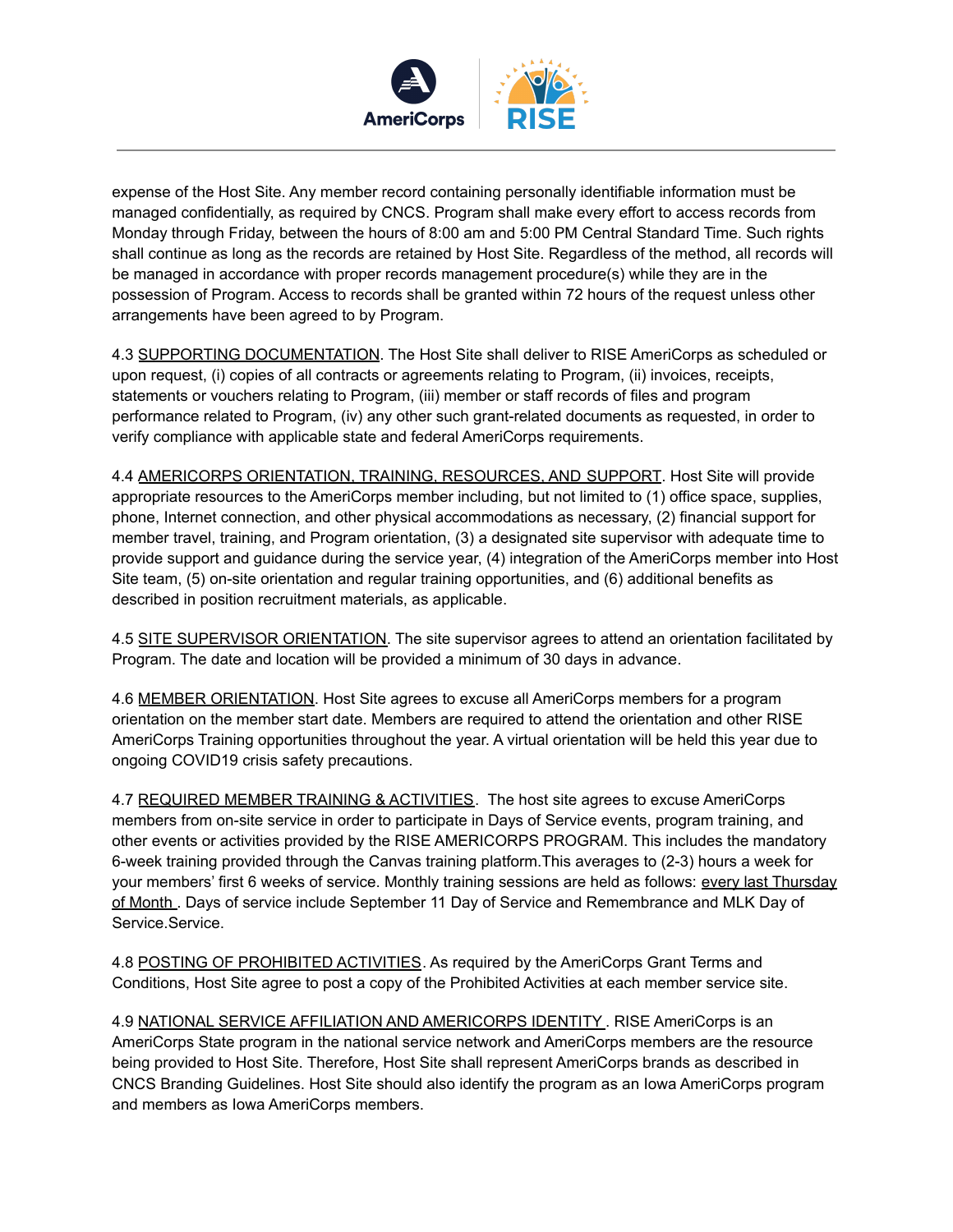expense of the Host Site. Any member record containing personally identifiable information must be managed confidentially, as required by CNCS. Program shall make every effort to access records from Monday through Friday, between the hours of 8:00 am and 5:00 PM Central Standard Time. Such rights shall continue as long as the records are retained by Host Site. Regardless of the method, all records will be managed in accordance with proper records management procedure(s) while they are in the possession of Program. Access to records shall be granted within 72 hours of the request unless other arrangements have been agreed to by Program.

4.3 SUPPORTING DOCUMENTATION. The Host Site shall deliver to RISE AmeriCorps as scheduled or upon request, (i) copies of all contracts or agreements relating to Program, (ii) invoices, receipts, statements or vouchers relating to Program, (iii) member or staff records of files and program performance related to Program, (iv) any other such grant-related documents as requested, in order to verify compliance with applicable state and federal AmeriCorps requirements.

4.4 AMERICORPS ORIENTATION, TRAINING, RESOURCES, AND SUPPORT. Host Site will provide appropriate resources to the AmeriCorps member including, but not limited to (1) office space, supplies, phone, Internet connection, and other physical accommodations as necessary, (2) financial support for member travel, training, and Program orientation, (3) a designated site supervisor with adequate time to provide support and guidance during the service year, (4) integration of the AmeriCorps member into Host Site team, (5) on-site orientation and regular training opportunities, and (6) additional benefits as described in position recruitment materials, as applicable.

4.5 SITE SUPERVISOR ORIENTATION. The site supervisor agrees to attend an orientation facilitated by Program. The date and location will be provided a minimum of 30 days in advance.

4.6 MEMBER ORIENTATION. Host Site agrees to excuse all AmeriCorps members for a program orientation on the member start date. Members are required to attend the orientation and other RISE AmeriCorps Training opportunities throughout the year. A virtual orientation will be held this year due to ongoing COVID19 crisis safety precautions.

4.7 REQUIRED MEMBER TRAINING & ACTIVITIES. The host site agrees to excuse AmeriCorps members from on-site service in order to participate in Days of Service events, program training, and other events or activities provided by the RISE AMERICORPS PROGRAM. This includes the mandatory 6-week training provided through the Canvas training platform.This averages to (2-3) hours a week for your members' first 6 weeks of service. Monthly training sessions are held as follows: every last Thursday of Month . Days of service include September 11 Day of Service and Remembrance and MLK Day of Service.Service.

4.8 POSTING OF PROHIBITED ACTIVITIES. As required by the AmeriCorps Grant Terms and Conditions, Host Site agree to post a copy of the Prohibited Activities at each member service site.

4.9 NATIONAL SERVICE AFFILIATION AND AMERICORPS IDENTITY . RISE AmeriCorps is an AmeriCorps State program in the national service network and AmeriCorps members are the resource being provided to Host Site. Therefore, Host Site shall represent AmeriCorps brands as described in CNCS Branding Guidelines. Host Site should also identify the program as an Iowa AmeriCorps program and members as Iowa AmeriCorps members.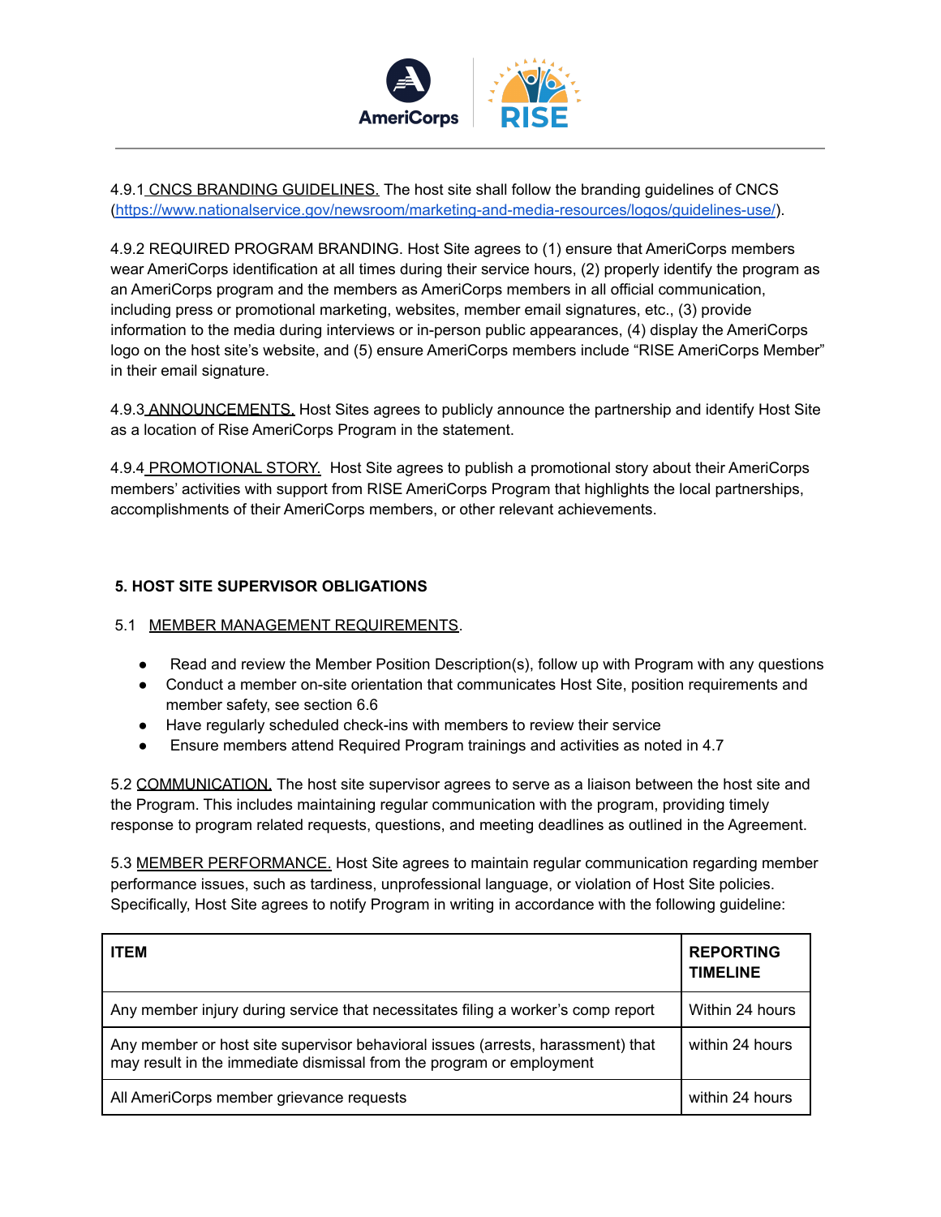4.9.1 CNCS BRANDING GUIDELINES. The host site shall follow the branding guidelines of CNCS (https://www.nationalservice.gov/newsroom/marketing-and-media-resources/logos/guidelines-use/).

4.9.2 REQUIRED PROGRAM BRANDING. Host Site agrees to (1) ensure that AmeriCorps members wear AmeriCorps identification at all times during their service hours, (2) properly identify the program as an AmeriCorps program and the members as AmeriCorps members in all official communication, including press or promotional marketing, websites, member email signatures, etc., (3) provide information to the media during interviews or in-person public appearances, (4) display the AmeriCorps logo on the host site's website, and (5) ensure AmeriCorps members include "RISE AmeriCorps Member" in their email signature.

4.9.3 ANNOUNCEMENTS. Host Sites agrees to publicly announce the partnership and identify Host Site as a location of Rise AmeriCorps Program in the statement.

4.9.4 PROMOTIONAL STORY. Host Site agrees to publish a promotional story about their AmeriCorps members' activities with support from RISE AmeriCorps Program that highlights the local partnerships, accomplishments of their AmeriCorps members, or other relevant achievements.

## 5. HOST SITE SUPERVISOR OBLIGATIONS

5.1 MEMBER MANAGEMENT REQUIREMENTS.

- Read and review the Member Position Description(s), follow up with Program with any questions
- Conduct a member on-site orientation that communicates Host Site, position requirements and member safety, see section 6.6
- Have regularly scheduled check-ins with members to review their service
- Ensure members attend Required Program trainings and activities as noted in 4.7

5.2 COMMUNICATION. The host site supervisor agrees to serve as a liaison between the host site and the Program. This includes maintaining regular communication with the program, providing timely response to program related requests, questions, and meeting deadlines as outlined in the Agreement.

5.3 MEMBER PERFORMANCE. Host Site agrees to maintain regular communication regarding member performance issues, such as tardiness, unprofessional language, or violation of Host Site policies. Specifically, Host Site agrees to notify Program in writing in accordance with the following guideline:

| ITEM | REPORTING TIMELINE |
|---|---|
| Any member injury during service that necessitates filing a worker's comp report | Within 24 hours |
| Any member or host site supervisor behavioral issues (arrests, harassment) that may result in the immediate dismissal from the program or employment | within 24 hours |
| All AmeriCorps member grievance requests | within 24 hours |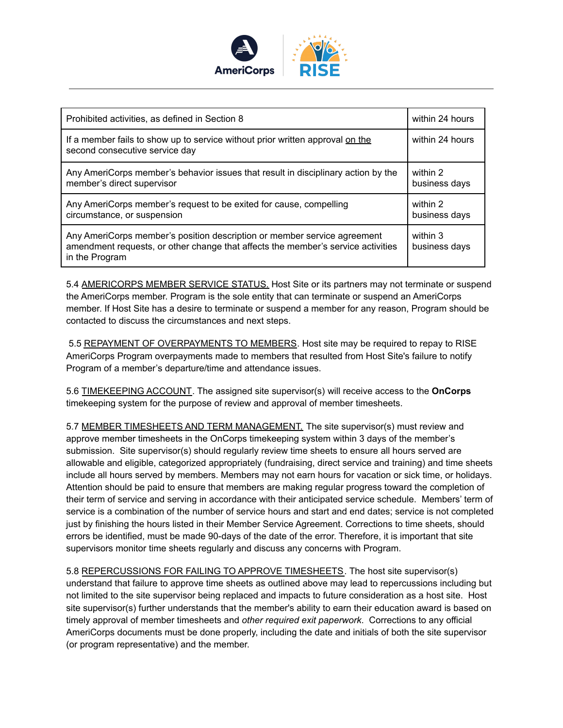| Prohibited activities, as defined in Section 8 | within 24 hours |
|---|---|
| If a member fails to show up to service without prior written approval on the second consecutive service day | within 24 hours |
| Any AmeriCorps member's behavior issues that result in disciplinary action by the member's direct supervisor | within 2 business days |
| Any AmeriCorps member's request to be exited for cause, compelling circumstance, or suspension | within 2 business days |
| Any AmeriCorps member's position description or member service agreement amendment requests, or other change that affects the member's service activities in the Program | within 3 business days |

5.4 AMERICORPS MEMBER SERVICE STATUS. Host Site or its partners may not terminate or suspend the AmeriCorps member. Program is the sole entity that can terminate or suspend an AmeriCorps member. If Host Site has a desire to terminate or suspend a member for any reason, Program should be contacted to discuss the circumstances and next steps.

5.5 REPAYMENT OF OVERPAYMENTS TO MEMBERS. Host site may be required to repay to RISE AmeriCorps Program overpayments made to members that resulted from Host Site's failure to notify Program of a member's departure/time and attendance issues.

5.6 TIMEKEEPING ACCOUNT. The assigned site supervisor(s) will receive access to the **OnCorps** timekeeping system for the purpose of review and approval of member timesheets.

5.7 MEMBER TIMESHEETS AND TERM MANAGEMENT. The site supervisor(s) must review and approve member timesheets in the OnCorps timekeeping system within 3 days of the member's submission. Site supervisor(s) should regularly review time sheets to ensure all hours served are allowable and eligible, categorized appropriately (fundraising, direct service and training) and time sheets include all hours served by members. Members may not earn hours for vacation or sick time, or holidays. Attention should be paid to ensure that members are making regular progress toward the completion of their term of service and serving in accordance with their anticipated service schedule. Members' term of service is a combination of the number of service hours and start and end dates; service is not completed just by finishing the hours listed in their Member Service Agreement. Corrections to time sheets, should errors be identified, must be made 90-days of the date of the error. Therefore, it is important that site supervisors monitor time sheets regularly and discuss any concerns with Program.

5.8 REPERCUSSIONS FOR FAILING TO APPROVE TIMESHEETS. The host site supervisor(s) understand that failure to approve time sheets as outlined above may lead to repercussions including but not limited to the site supervisor being replaced and impacts to future consideration as a host site. Host site supervisor(s) further understands that the member's ability to earn their education award is based on timely approval of member timesheets and *other required exit paperwork*. Corrections to any official AmeriCorps documents must be done properly, including the date and initials of both the site supervisor (or program representative) and the member.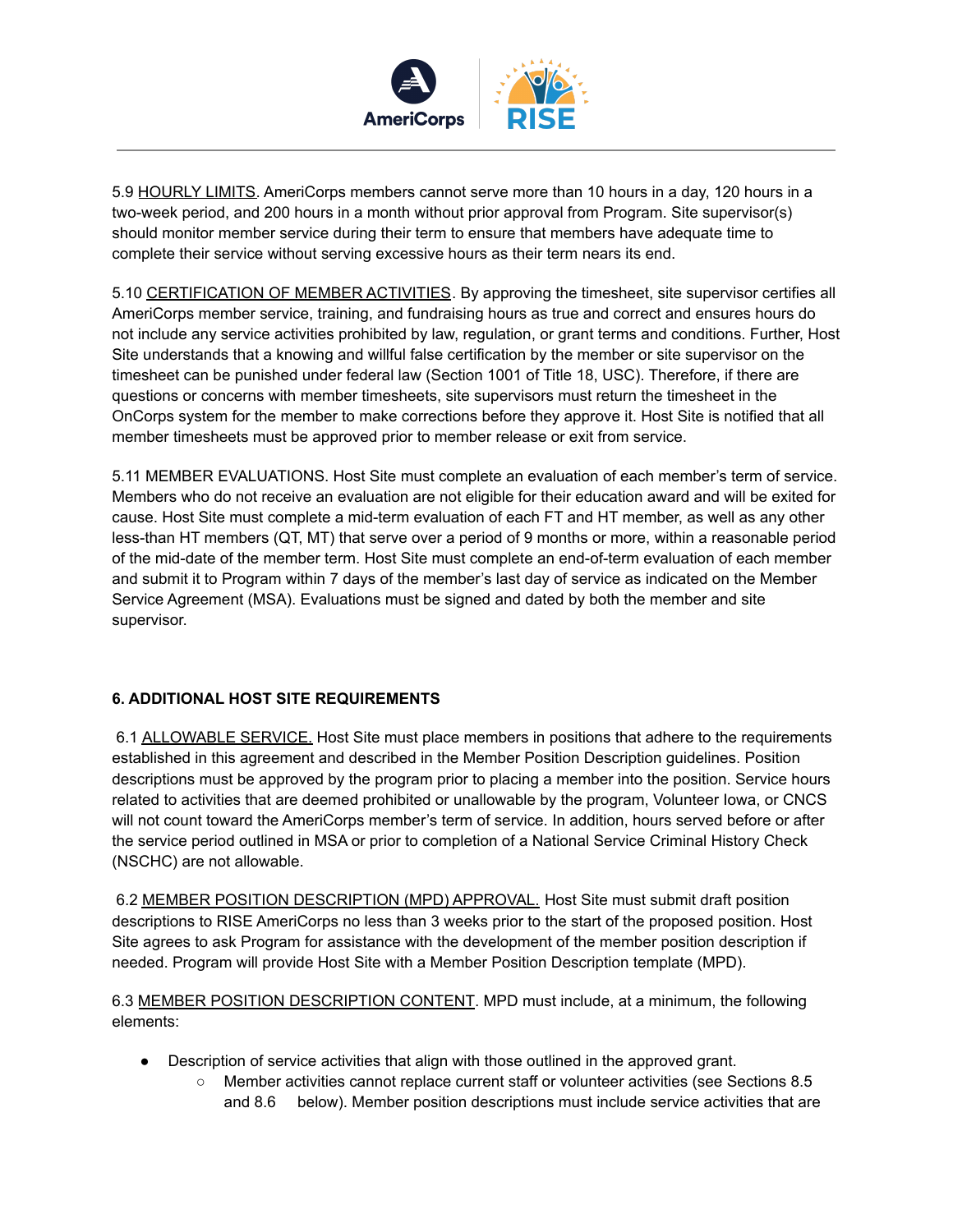5.9 HOURLY LIMITS. AmeriCorps members cannot serve more than 10 hours in a day, 120 hours in a two-week period, and 200 hours in a month without prior approval from Program. Site supervisor(s) should monitor member service during their term to ensure that members have adequate time to complete their service without serving excessive hours as their term nears its end.

5.10 CERTIFICATION OF MEMBER ACTIVITIES. By approving the timesheet, site supervisor certifies all AmeriCorps member service, training, and fundraising hours as true and correct and ensures hours do not include any service activities prohibited by law, regulation, or grant terms and conditions. Further, Host Site understands that a knowing and willful false certification by the member or site supervisor on the timesheet can be punished under federal law (Section 1001 of Title 18, USC). Therefore, if there are questions or concerns with member timesheets, site supervisors must return the timesheet in the OnCorps system for the member to make corrections before they approve it. Host Site is notified that all member timesheets must be approved prior to member release or exit from service.

5.11 MEMBER EVALUATIONS. Host Site must complete an evaluation of each member's term of service. Members who do not receive an evaluation are not eligible for their education award and will be exited for cause. Host Site must complete a mid-term evaluation of each FT and HT member, as well as any other less-than HT members (QT, MT) that serve over a period of 9 months or more, within a reasonable period of the mid-date of the member term. Host Site must complete an end-of-term evaluation of each member and submit it to Program within 7 days of the member's last day of service as indicated on the Member Service Agreement (MSA). Evaluations must be signed and dated by both the member and site supervisor.

## 6. ADDITIONAL HOST SITE REQUIREMENTS

6.1 ALLOWABLE SERVICE. Host Site must place members in positions that adhere to the requirements established in this agreement and described in the Member Position Description guidelines. Position descriptions must be approved by the program prior to placing a member into the position. Service hours related to activities that are deemed prohibited or unallowable by the program, Volunteer Iowa, or CNCS will not count toward the AmeriCorps member's term of service. In addition, hours served before or after the service period outlined in MSA or prior to completion of a National Service Criminal History Check (NSCHC) are not allowable.

6.2 MEMBER POSITION DESCRIPTION (MPD) APPROVAL. Host Site must submit draft position descriptions to RISE AmeriCorps no less than 3 weeks prior to the start of the proposed position. Host Site agrees to ask Program for assistance with the development of the member position description if needed. Program will provide Host Site with a Member Position Description template (MPD).

6.3 MEMBER POSITION DESCRIPTION CONTENT. MPD must include, at a minimum, the following elements:

- Description of service activities that align with those outlined in the approved grant.
  - Member activities cannot replace current staff or volunteer activities (see Sections 8.5 and 8.6 below). Member position descriptions must include service activities that are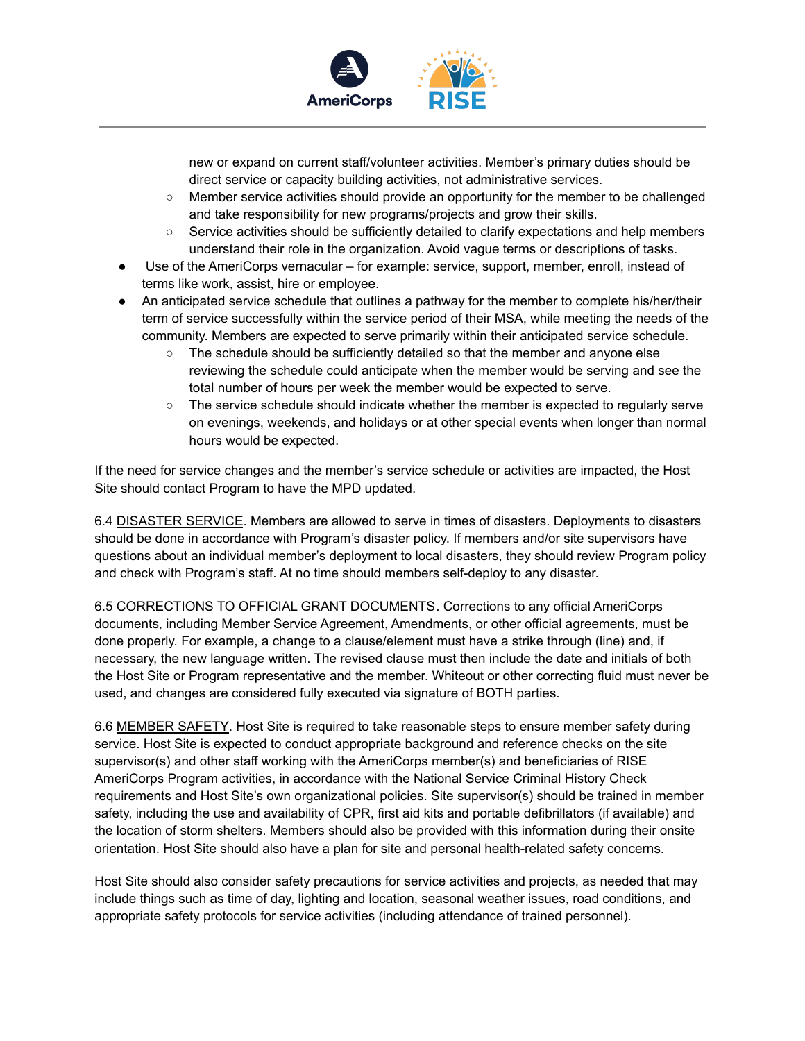new or expand on current staff/volunteer activities. Member's primary duties should be direct service or capacity building activities, not administrative services.
    - Member service activities should provide an opportunity for the member to be challenged and take responsibility for new programs/projects and grow their skills.
    - Service activities should be sufficiently detailed to clarify expectations and help members understand their role in the organization. Avoid vague terms or descriptions of tasks.
- Use of the AmeriCorps vernacular – for example: service, support, member, enroll, instead of terms like work, assist, hire or employee.
- An anticipated service schedule that outlines a pathway for the member to complete his/her/their term of service successfully within the service period of their MSA, while meeting the needs of the community. Members are expected to serve primarily within their anticipated service schedule.
    - The schedule should be sufficiently detailed so that the member and anyone else reviewing the schedule could anticipate when the member would be serving and see the total number of hours per week the member would be expected to serve.
    - The service schedule should indicate whether the member is expected to regularly serve on evenings, weekends, and holidays or at other special events when longer than normal hours would be expected.

If the need for service changes and the member's service schedule or activities are impacted, the Host Site should contact Program to have the MPD updated.

6.4 DISASTER SERVICE. Members are allowed to serve in times of disasters. Deployments to disasters should be done in accordance with Program's disaster policy. If members and/or site supervisors have questions about an individual member's deployment to local disasters, they should review Program policy and check with Program's staff. At no time should members self-deploy to any disaster.

6.5 CORRECTIONS TO OFFICIAL GRANT DOCUMENTS. Corrections to any official AmeriCorps documents, including Member Service Agreement, Amendments, or other official agreements, must be done properly. For example, a change to a clause/element must have a strike through (line) and, if necessary, the new language written. The revised clause must then include the date and initials of both the Host Site or Program representative and the member. Whiteout or other correcting fluid must never be used, and changes are considered fully executed via signature of BOTH parties.

6.6 MEMBER SAFETY. Host Site is required to take reasonable steps to ensure member safety during service. Host Site is expected to conduct appropriate background and reference checks on the site supervisor(s) and other staff working with the AmeriCorps member(s) and beneficiaries of RISE AmeriCorps Program activities, in accordance with the National Service Criminal History Check requirements and Host Site's own organizational policies. Site supervisor(s) should be trained in member safety, including the use and availability of CPR, first aid kits and portable defibrillators (if available) and the location of storm shelters. Members should also be provided with this information during their onsite orientation. Host Site should also have a plan for site and personal health-related safety concerns.

Host Site should also consider safety precautions for service activities and projects, as needed that may include things such as time of day, lighting and location, seasonal weather issues, road conditions, and appropriate safety protocols for service activities (including attendance of trained personnel).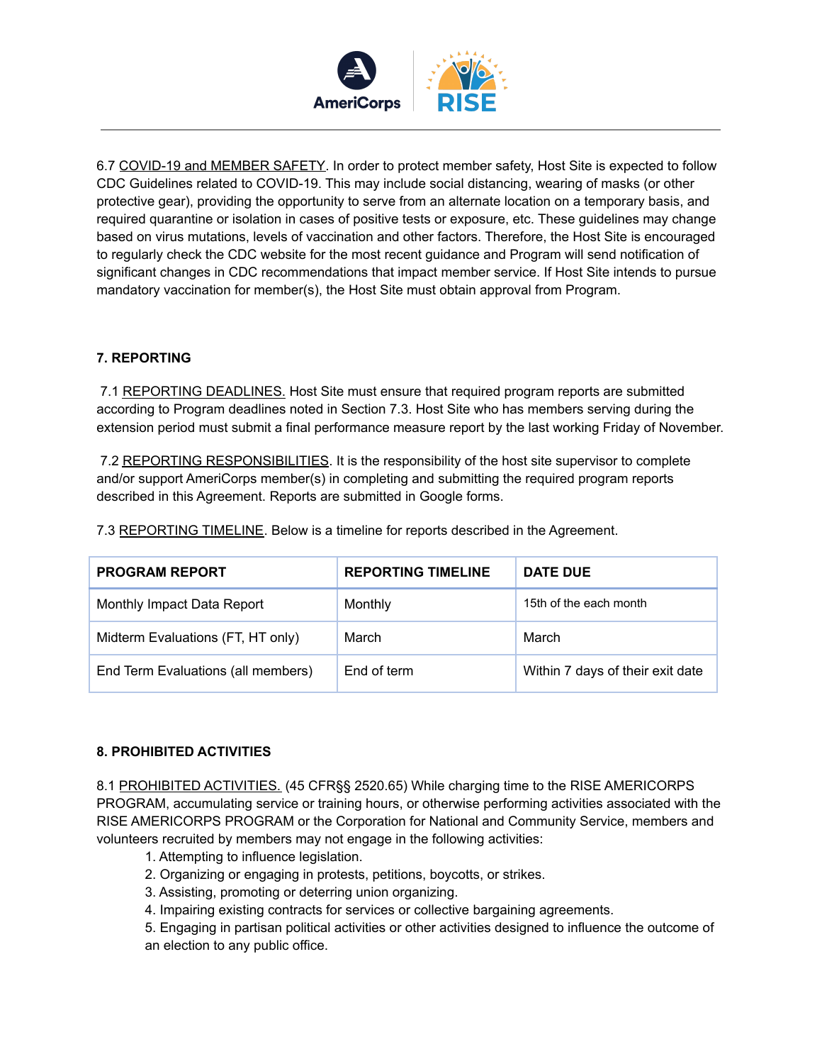6.7 COVID-19 and MEMBER SAFETY. In order to protect member safety, Host Site is expected to follow CDC Guidelines related to COVID-19. This may include social distancing, wearing of masks (or other protective gear), providing the opportunity to serve from an alternate location on a temporary basis, and required quarantine or isolation in cases of positive tests or exposure, etc. These guidelines may change based on virus mutations, levels of vaccination and other factors. Therefore, the Host Site is encouraged to regularly check the CDC website for the most recent guidance and Program will send notification of significant changes in CDC recommendations that impact member service. If Host Site intends to pursue mandatory vaccination for member(s), the Host Site must obtain approval from Program.

## 7. REPORTING

7.1 REPORTING DEADLINES. Host Site must ensure that required program reports are submitted according to Program deadlines noted in Section 7.3. Host Site who has members serving during the extension period must submit a final performance measure report by the last working Friday of November.

7.2 REPORTING RESPONSIBILITIES. It is the responsibility of the host site supervisor to complete and/or support AmeriCorps member(s) in completing and submitting the required program reports described in this Agreement. Reports are submitted in Google forms.

7.3 REPORTING TIMELINE. Below is a timeline for reports described in the Agreement.

| PROGRAM REPORT | REPORTING TIMELINE | DATE DUE |
|---|---|---|
| Monthly Impact Data Report | Monthly | 15th of the each month |
| Midterm Evaluations (FT, HT only) | March | March |
| End Term Evaluations (all members) | End of term | Within 7 days of their exit date |

## 8. PROHIBITED ACTIVITIES

8.1 PROHIBITED ACTIVITIES. (45 CFR§§ 2520.65) While charging time to the RISE AMERICORPS PROGRAM, accumulating service or training hours, or otherwise performing activities associated with the RISE AMERICORPS PROGRAM or the Corporation for National and Community Service, members and volunteers recruited by members may not engage in the following activities:

1. Attempting to influence legislation.
2. Organizing or engaging in protests, petitions, boycotts, or strikes.
3. Assisting, promoting or deterring union organizing.
4. Impairing existing contracts for services or collective bargaining agreements.
5. Engaging in partisan political activities or other activities designed to influence the outcome of an election to any public office.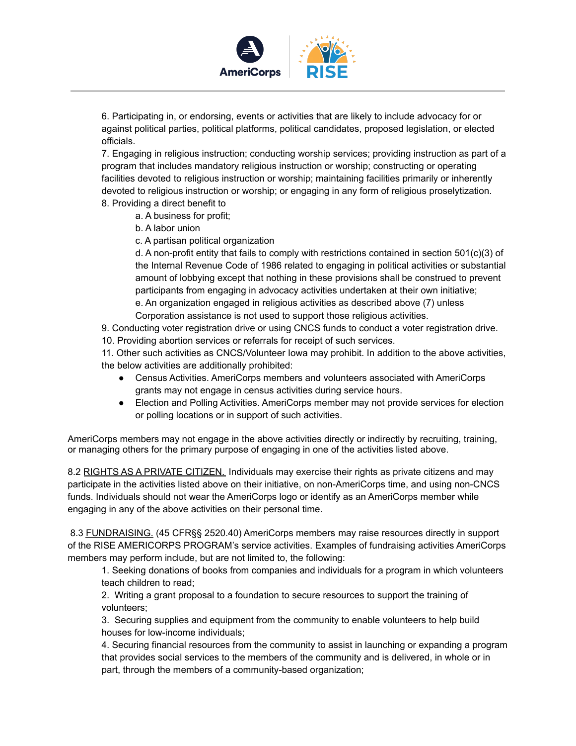6. Participating in, or endorsing, events or activities that are likely to include advocacy for or against political parties, political platforms, political candidates, proposed legislation, or elected officials.

7. Engaging in religious instruction; conducting worship services; providing instruction as part of a program that includes mandatory religious instruction or worship; constructing or operating facilities devoted to religious instruction or worship; maintaining facilities primarily or inherently devoted to religious instruction or worship; or engaging in any form of religious proselytization.

8. Providing a direct benefit to

   a. A business for profit;

   b. A labor union

   c. A partisan political organization

   d. A non-profit entity that fails to comply with restrictions contained in section 501(c)(3) of the Internal Revenue Code of 1986 related to engaging in political activities or substantial amount of lobbying except that nothing in these provisions shall be construed to prevent participants from engaging in advocacy activities undertaken at their own initiative;

   e. An organization engaged in religious activities as described above (7) unless Corporation assistance is not used to support those religious activities.

9. Conducting voter registration drive or using CNCS funds to conduct a voter registration drive.

10. Providing abortion services or referrals for receipt of such services.

11. Other such activities as CNCS/Volunteer Iowa may prohibit. In addition to the above activities, the below activities are additionally prohibited:

- Census Activities. AmeriCorps members and volunteers associated with AmeriCorps grants may not engage in census activities during service hours.
- Election and Polling Activities. AmeriCorps member may not provide services for election or polling locations or in support of such activities.

AmeriCorps members may not engage in the above activities directly or indirectly by recruiting, training, or managing others for the primary purpose of engaging in one of the activities listed above.

8.2 <u>RIGHTS AS A PRIVATE CITIZEN.</u> Individuals may exercise their rights as private citizens and may participate in the activities listed above on their initiative, on non-AmeriCorps time, and using non-CNCS funds. Individuals should not wear the AmeriCorps logo or identify as an AmeriCorps member while engaging in any of the above activities on their personal time.

8.3 <u>FUNDRAISING.</u> (45 CFR§§ 2520.40) AmeriCorps members may raise resources directly in support of the RISE AMERICORPS PROGRAM's service activities. Examples of fundraising activities AmeriCorps members may perform include, but are not limited to, the following:

1. Seeking donations of books from companies and individuals for a program in which volunteers teach children to read;

2. Writing a grant proposal to a foundation to secure resources to support the training of volunteers;

3. Securing supplies and equipment from the community to enable volunteers to help build houses for low-income individuals;

4. Securing financial resources from the community to assist in launching or expanding a program that provides social services to the members of the community and is delivered, in whole or in part, through the members of a community-based organization;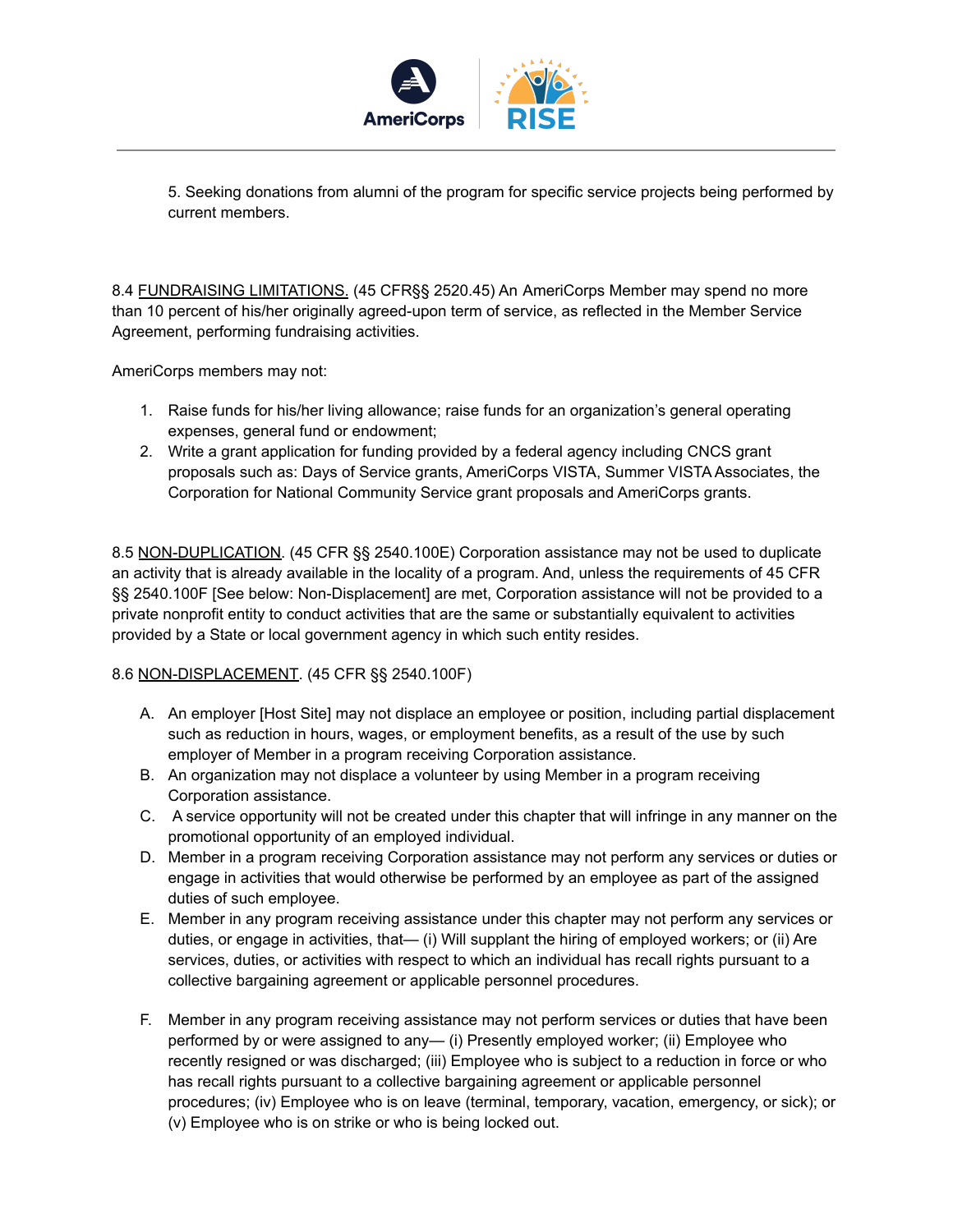5. Seeking donations from alumni of the program for specific service projects being performed by current members.

8.4 <u>FUNDRAISING LIMITATIONS.</u> (45 CFR§§ 2520.45) An AmeriCorps Member may spend no more than 10 percent of his/her originally agreed-upon term of service, as reflected in the Member Service Agreement, performing fundraising activities.

AmeriCorps members may not:

1. Raise funds for his/her living allowance; raise funds for an organization's general operating expenses, general fund or endowment;
2. Write a grant application for funding provided by a federal agency including CNCS grant proposals such as: Days of Service grants, AmeriCorps VISTA, Summer VISTA Associates, the Corporation for National Community Service grant proposals and AmeriCorps grants.

8.5 <u>NON-DUPLICATION</u>. (45 CFR §§ 2540.100E) Corporation assistance may not be used to duplicate an activity that is already available in the locality of a program. And, unless the requirements of 45 CFR §§ 2540.100F [See below: Non-Displacement] are met, Corporation assistance will not be provided to a private nonprofit entity to conduct activities that are the same or substantially equivalent to activities provided by a State or local government agency in which such entity resides.

8.6 <u>NON-DISPLACEMENT</u>. (45 CFR §§ 2540.100F)

A. An employer [Host Site] may not displace an employee or position, including partial displacement such as reduction in hours, wages, or employment benefits, as a result of the use by such employer of Member in a program receiving Corporation assistance.
B. An organization may not displace a volunteer by using Member in a program receiving Corporation assistance.
C. A service opportunity will not be created under this chapter that will infringe in any manner on the promotional opportunity of an employed individual.
D. Member in a program receiving Corporation assistance may not perform any services or duties or engage in activities that would otherwise be performed by an employee as part of the assigned duties of such employee.
E. Member in any program receiving assistance under this chapter may not perform any services or duties, or engage in activities, that— (i) Will supplant the hiring of employed workers; or (ii) Are services, duties, or activities with respect to which an individual has recall rights pursuant to a collective bargaining agreement or applicable personnel procedures.
F. Member in any program receiving assistance may not perform services or duties that have been performed by or were assigned to any— (i) Presently employed worker; (ii) Employee who recently resigned or was discharged; (iii) Employee who is subject to a reduction in force or who has recall rights pursuant to a collective bargaining agreement or applicable personnel procedures; (iv) Employee who is on leave (terminal, temporary, vacation, emergency, or sick); or (v) Employee who is on strike or who is being locked out.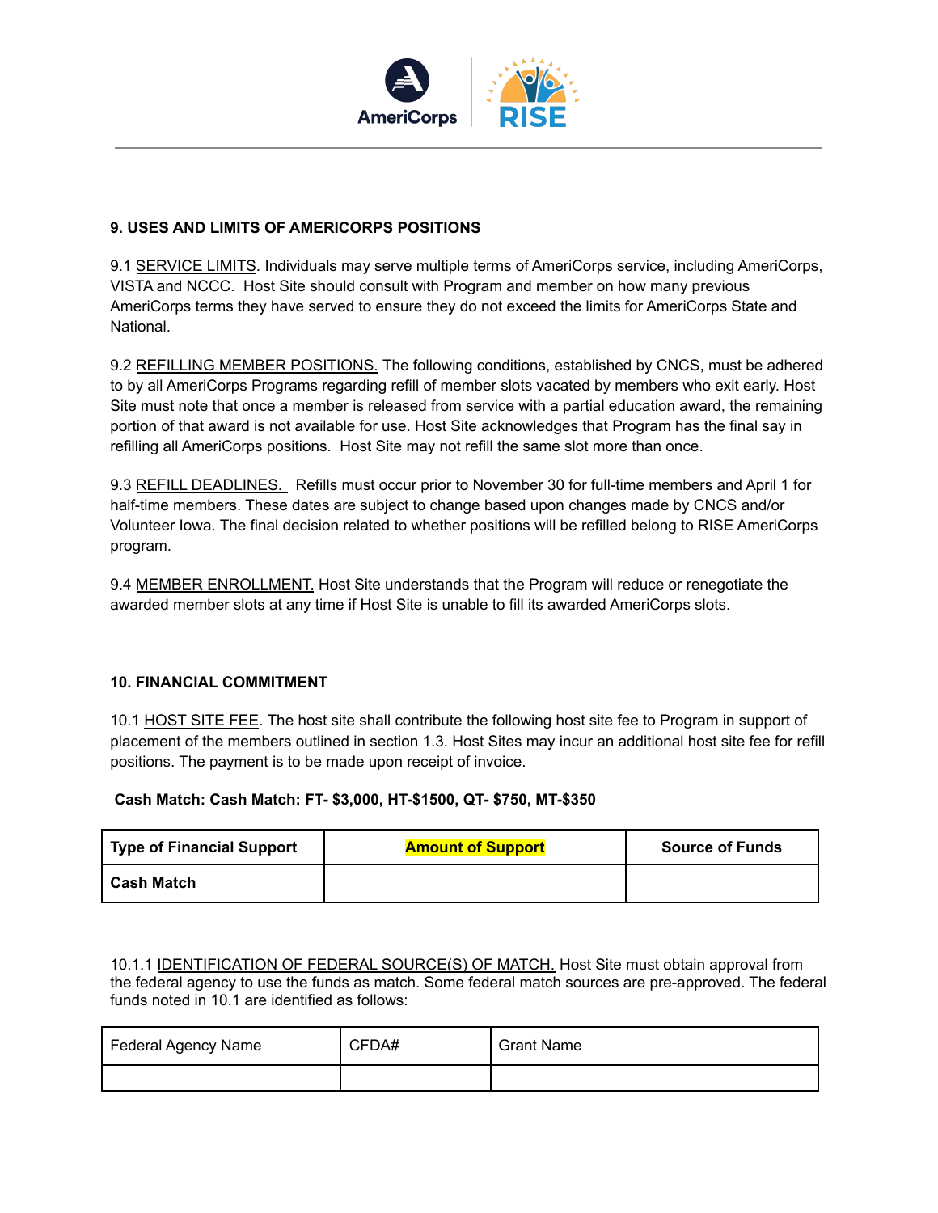## 9. USES AND LIMITS OF AMERICORPS POSITIONS

9.1 SERVICE LIMITS. Individuals may serve multiple terms of AmeriCorps service, including AmeriCorps, VISTA and NCCC. Host Site should consult with Program and member on how many previous AmeriCorps terms they have served to ensure they do not exceed the limits for AmeriCorps State and National.

9.2 REFILLING MEMBER POSITIONS. The following conditions, established by CNCS, must be adhered to by all AmeriCorps Programs regarding refill of member slots vacated by members who exit early. Host Site must note that once a member is released from service with a partial education award, the remaining portion of that award is not available for use. Host Site acknowledges that Program has the final say in refilling all AmeriCorps positions. Host Site may not refill the same slot more than once.

9.3 REFILL DEADLINES. Refills must occur prior to November 30 for full-time members and April 1 for half-time members. These dates are subject to change based upon changes made by CNCS and/or Volunteer Iowa. The final decision related to whether positions will be refilled belong to RISE AmeriCorps program.

9.4 MEMBER ENROLLMENT. Host Site understands that the Program will reduce or renegotiate the awarded member slots at any time if Host Site is unable to fill its awarded AmeriCorps slots.

## 10. FINANCIAL COMMITMENT

10.1 HOST SITE FEE. The host site shall contribute the following host site fee to Program in support of placement of the members outlined in section 1.3. Host Sites may incur an additional host site fee for refill positions. The payment is to be made upon receipt of invoice.

**Cash Match: Cash Match: FT- $3,000, HT-$1500, QT- $750, MT-$350**

| Type of Financial Support | Amount of Support | Source of Funds |
|---|---|---|
| **Cash Match** | | |

10.1.1 IDENTIFICATION OF FEDERAL SOURCE(S) OF MATCH. Host Site must obtain approval from the federal agency to use the funds as match. Some federal match sources are pre-approved. The federal funds noted in 10.1 are identified as follows:

| Federal Agency Name | CFDA# | Grant Name |
|---|---|---|
| | | |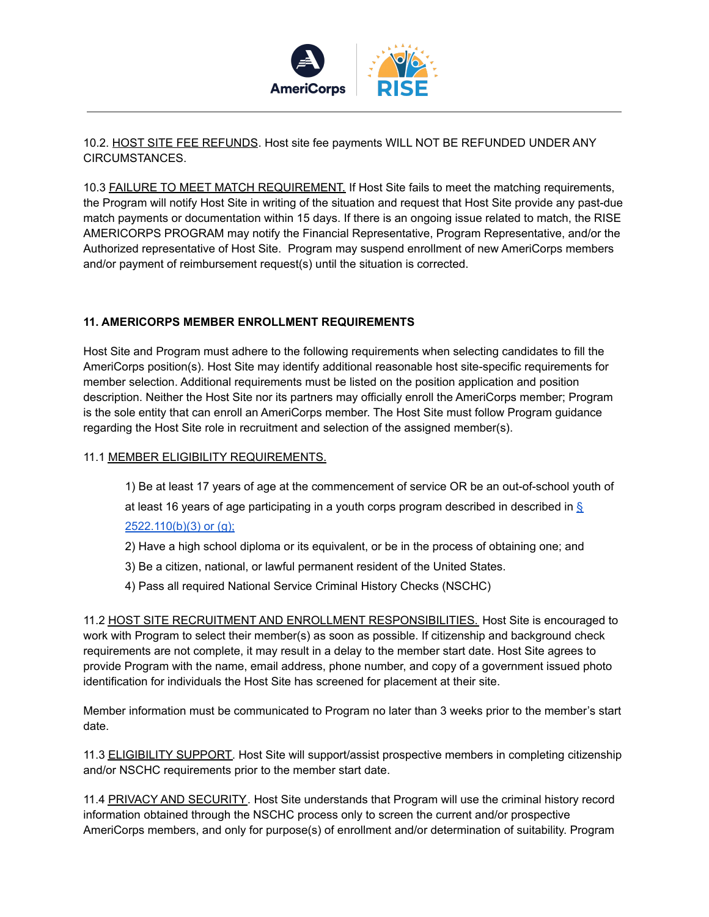10.2. HOST SITE FEE REFUNDS. Host site fee payments WILL NOT BE REFUNDED UNDER ANY CIRCUMSTANCES.

10.3 FAILURE TO MEET MATCH REQUIREMENT. If Host Site fails to meet the matching requirements, the Program will notify Host Site in writing of the situation and request that Host Site provide any past-due match payments or documentation within 15 days. If there is an ongoing issue related to match, the RISE AMERICORPS PROGRAM may notify the Financial Representative, Program Representative, and/or the Authorized representative of Host Site. Program may suspend enrollment of new AmeriCorps members and/or payment of reimbursement request(s) until the situation is corrected.

**11. AMERICORPS MEMBER ENROLLMENT REQUIREMENTS**

Host Site and Program must adhere to the following requirements when selecting candidates to fill the AmeriCorps position(s). Host Site may identify additional reasonable host site-specific requirements for member selection. Additional requirements must be listed on the position application and position description. Neither the Host Site nor its partners may officially enroll the AmeriCorps member; Program is the sole entity that can enroll an AmeriCorps member. The Host Site must follow Program guidance regarding the Host Site role in recruitment and selection of the assigned member(s).

11.1 MEMBER ELIGIBILITY REQUIREMENTS.

1) Be at least 17 years of age at the commencement of service OR be an out-of-school youth of at least 16 years of age participating in a youth corps program described in described in § 2522.110(b)(3) or (g);
2) Have a high school diploma or its equivalent, or be in the process of obtaining one; and
3) Be a citizen, national, or lawful permanent resident of the United States.
4) Pass all required National Service Criminal History Checks (NSCHC)

11.2 HOST SITE RECRUITMENT AND ENROLLMENT RESPONSIBILITIES. Host Site is encouraged to work with Program to select their member(s) as soon as possible. If citizenship and background check requirements are not complete, it may result in a delay to the member start date. Host Site agrees to provide Program with the name, email address, phone number, and copy of a government issued photo identification for individuals the Host Site has screened for placement at their site.

Member information must be communicated to Program no later than 3 weeks prior to the member's start date.

11.3 ELIGIBILITY SUPPORT. Host Site will support/assist prospective members in completing citizenship and/or NSCHC requirements prior to the member start date.

11.4 PRIVACY AND SECURITY. Host Site understands that Program will use the criminal history record information obtained through the NSCHC process only to screen the current and/or prospective AmeriCorps members, and only for purpose(s) of enrollment and/or determination of suitability. Program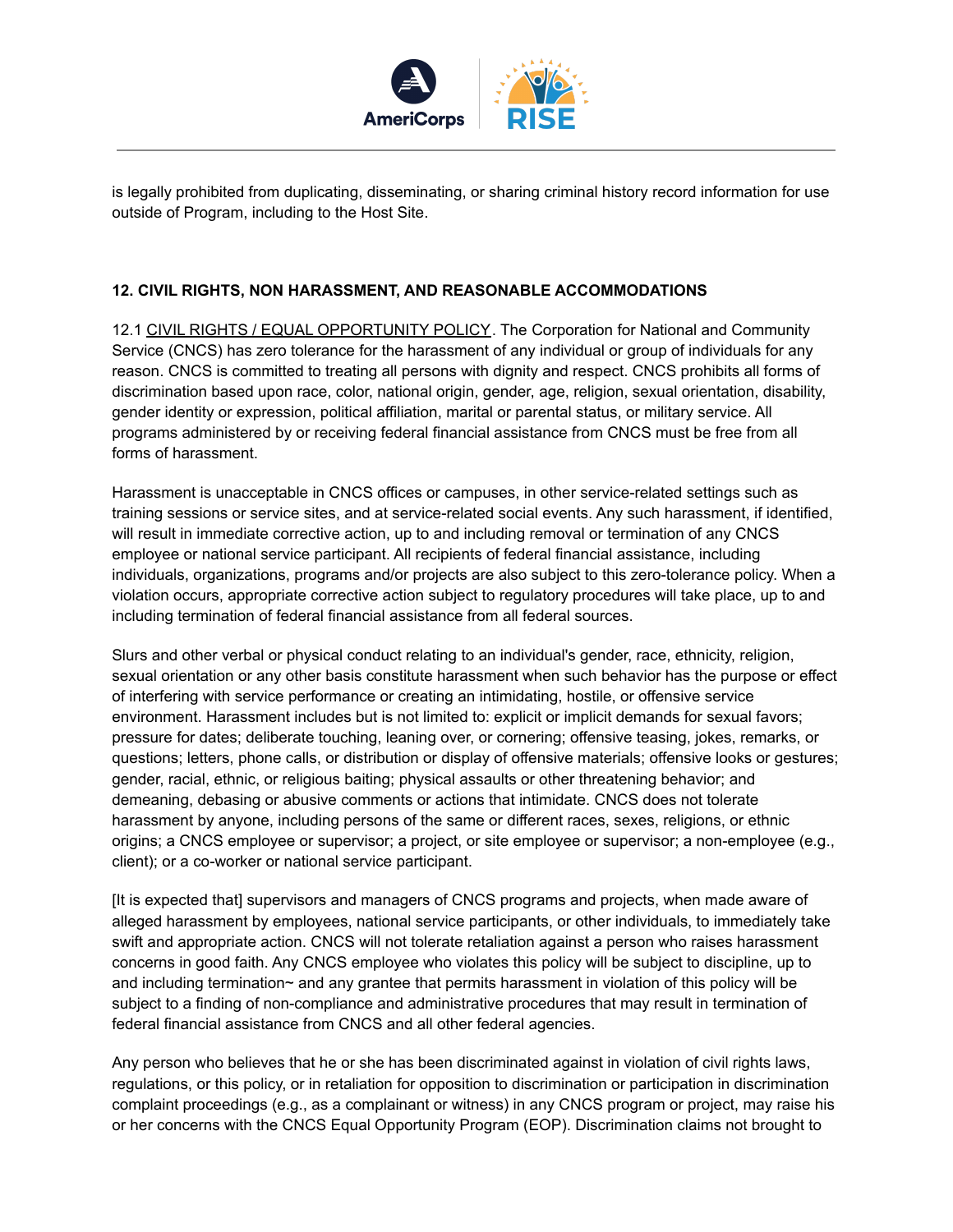is legally prohibited from duplicating, disseminating, or sharing criminal history record information for use outside of Program, including to the Host Site.

## 12. CIVIL RIGHTS, NON HARASSMENT, AND REASONABLE ACCOMMODATIONS

12.1 CIVIL RIGHTS / EQUAL OPPORTUNITY POLICY. The Corporation for National and Community Service (CNCS) has zero tolerance for the harassment of any individual or group of individuals for any reason. CNCS is committed to treating all persons with dignity and respect. CNCS prohibits all forms of discrimination based upon race, color, national origin, gender, age, religion, sexual orientation, disability, gender identity or expression, political affiliation, marital or parental status, or military service. All programs administered by or receiving federal financial assistance from CNCS must be free from all forms of harassment.

Harassment is unacceptable in CNCS offices or campuses, in other service-related settings such as training sessions or service sites, and at service-related social events. Any such harassment, if identified, will result in immediate corrective action, up to and including removal or termination of any CNCS employee or national service participant. All recipients of federal financial assistance, including individuals, organizations, programs and/or projects are also subject to this zero-tolerance policy. When a violation occurs, appropriate corrective action subject to regulatory procedures will take place, up to and including termination of federal financial assistance from all federal sources.

Slurs and other verbal or physical conduct relating to an individual's gender, race, ethnicity, religion, sexual orientation or any other basis constitute harassment when such behavior has the purpose or effect of interfering with service performance or creating an intimidating, hostile, or offensive service environment. Harassment includes but is not limited to: explicit or implicit demands for sexual favors; pressure for dates; deliberate touching, leaning over, or cornering; offensive teasing, jokes, remarks, or questions; letters, phone calls, or distribution or display of offensive materials; offensive looks or gestures; gender, racial, ethnic, or religious baiting; physical assaults or other threatening behavior; and demeaning, debasing or abusive comments or actions that intimidate. CNCS does not tolerate harassment by anyone, including persons of the same or different races, sexes, religions, or ethnic origins; a CNCS employee or supervisor; a project, or site employee or supervisor; a non-employee (e.g., client); or a co-worker or national service participant.

[It is expected that] supervisors and managers of CNCS programs and projects, when made aware of alleged harassment by employees, national service participants, or other individuals, to immediately take swift and appropriate action. CNCS will not tolerate retaliation against a person who raises harassment concerns in good faith. Any CNCS employee who violates this policy will be subject to discipline, up to and including termination~ and any grantee that permits harassment in violation of this policy will be subject to a finding of non-compliance and administrative procedures that may result in termination of federal financial assistance from CNCS and all other federal agencies.

Any person who believes that he or she has been discriminated against in violation of civil rights laws, regulations, or this policy, or in retaliation for opposition to discrimination or participation in discrimination complaint proceedings (e.g., as a complainant or witness) in any CNCS program or project, may raise his or her concerns with the CNCS Equal Opportunity Program (EOP). Discrimination claims not brought to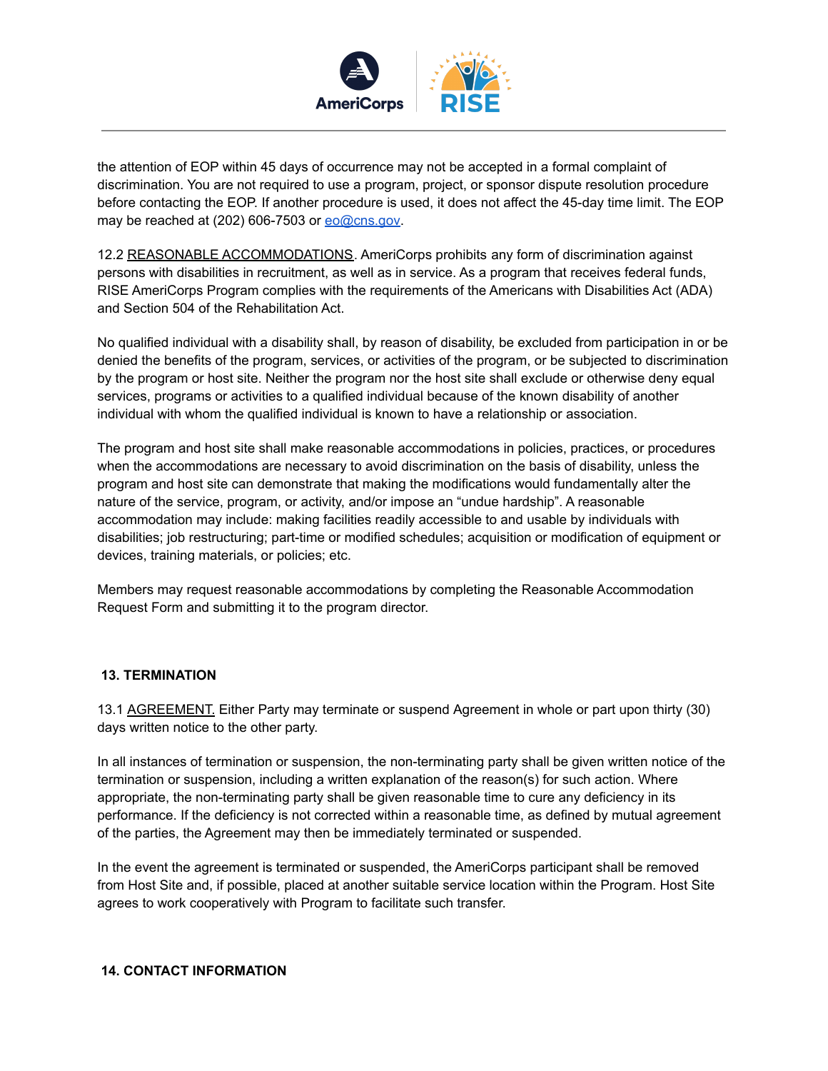the attention of EOP within 45 days of occurrence may not be accepted in a formal complaint of discrimination. You are not required to use a program, project, or sponsor dispute resolution procedure before contacting the EOP. If another procedure is used, it does not affect the 45-day time limit. The EOP may be reached at (202) 606-7503 or eo@cns.gov.

12.2 REASONABLE ACCOMMODATIONS. AmeriCorps prohibits any form of discrimination against persons with disabilities in recruitment, as well as in service. As a program that receives federal funds, RISE AmeriCorps Program complies with the requirements of the Americans with Disabilities Act (ADA) and Section 504 of the Rehabilitation Act.

No qualified individual with a disability shall, by reason of disability, be excluded from participation in or be denied the benefits of the program, services, or activities of the program, or be subjected to discrimination by the program or host site. Neither the program nor the host site shall exclude or otherwise deny equal services, programs or activities to a qualified individual because of the known disability of another individual with whom the qualified individual is known to have a relationship or association.

The program and host site shall make reasonable accommodations in policies, practices, or procedures when the accommodations are necessary to avoid discrimination on the basis of disability, unless the program and host site can demonstrate that making the modifications would fundamentally alter the nature of the service, program, or activity, and/or impose an "undue hardship". A reasonable accommodation may include: making facilities readily accessible to and usable by individuals with disabilities; job restructuring; part-time or modified schedules; acquisition or modification of equipment or devices, training materials, or policies; etc.

Members may request reasonable accommodations by completing the Reasonable Accommodation Request Form and submitting it to the program director.

## 13. TERMINATION

13.1 AGREEMENT. Either Party may terminate or suspend Agreement in whole or part upon thirty (30) days written notice to the other party.

In all instances of termination or suspension, the non-terminating party shall be given written notice of the termination or suspension, including a written explanation of the reason(s) for such action. Where appropriate, the non-terminating party shall be given reasonable time to cure any deficiency in its performance. If the deficiency is not corrected within a reasonable time, as defined by mutual agreement of the parties, the Agreement may then be immediately terminated or suspended.

In the event the agreement is terminated or suspended, the AmeriCorps participant shall be removed from Host Site and, if possible, placed at another suitable service location within the Program. Host Site agrees to work cooperatively with Program to facilitate such transfer.

## 14. CONTACT INFORMATION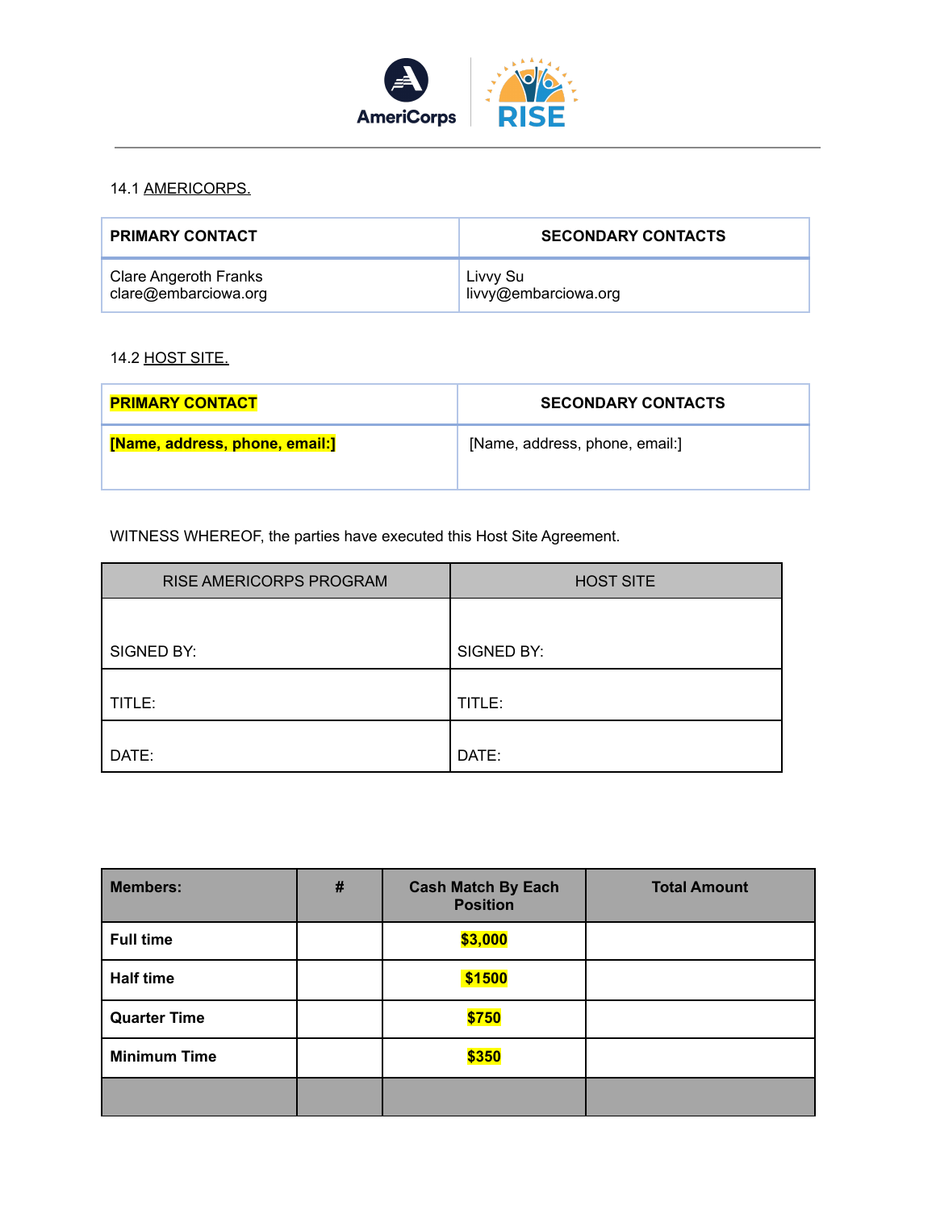14.1 AMERICORPS.

| PRIMARY CONTACT | SECONDARY CONTACTS |
| --- | --- |
| Clare Angeroth Franks<br>clare@embarciowa.org | Livvy Su<br>livvy@embarciowa.org |

14.2 HOST SITE.

| **PRIMARY CONTACT** | **SECONDARY CONTACTS** |
| --- | --- |
| **[Name, address, phone, email:]** | [Name, address, phone, email:] |

WITNESS WHEREOF, the parties have executed this Host Site Agreement.

| RISE AMERICORPS PROGRAM | HOST SITE |
| --- | --- |
| SIGNED BY: | SIGNED BY: |
| TITLE: | TITLE: |
| DATE: | DATE: |

| **Members:** | **#** | **Cash Match By Each Position** | **Total Amount** |
| --- | --- | --- | --- |
| **Full time** | | **$3,000** | |
| **Half time** | | **$1500** | |
| **Quarter Time** | | **$750** | |
| **Minimum Time** | | **$350** | |
| | | | |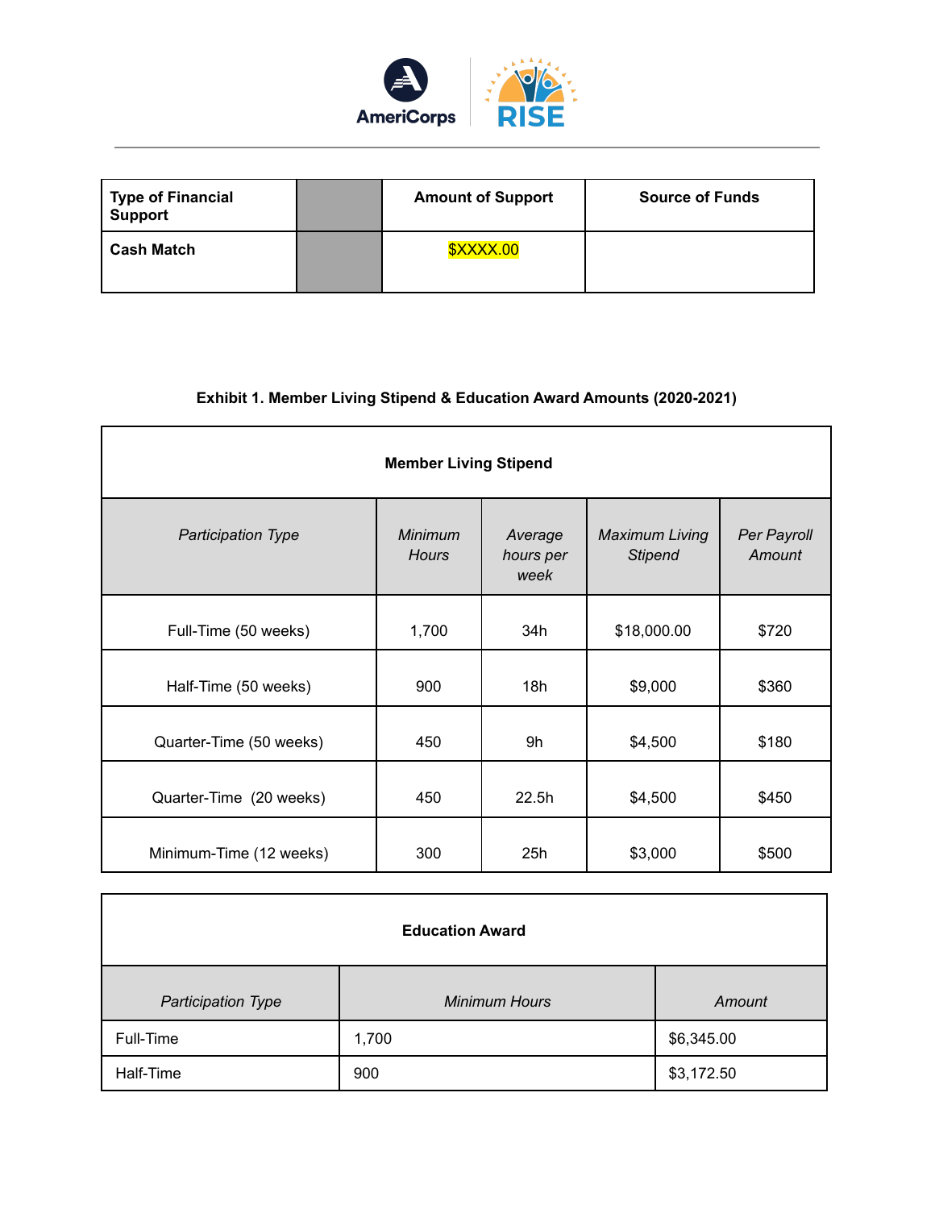| Type of Financial Support | | Amount of Support | Source of Funds |
| --- | --- | --- | --- |
| Cash Match | | $XXXX.00 | |

**Exhibit 1. Member Living Stipend & Education Award Amounts (2020-2021)**

| Member Living Stipend | | | | |
| --- | --- | --- | --- | --- |
| *Participation Type* | *Minimum Hours* | *Average hours per week* | *Maximum Living Stipend* | *Per Payroll Amount* |
| Full-Time (50 weeks) | 1,700 | 34h | $18,000.00 | $720 |
| Half-Time (50 weeks) | 900 | 18h | $9,000 | $360 |
| Quarter-Time (50 weeks) | 450 | 9h | $4,500 | $180 |
| Quarter-Time (20 weeks) | 450 | 22.5h | $4,500 | $450 |
| Minimum-Time (12 weeks) | 300 | 25h | $3,000 | $500 |

| Education Award | | |
| --- | --- | --- |
| *Participation Type* | *Minimum Hours* | *Amount* |
| Full-Time | 1,700 | $6,345.00 |
| Half-Time | 900 | $3,172.50 |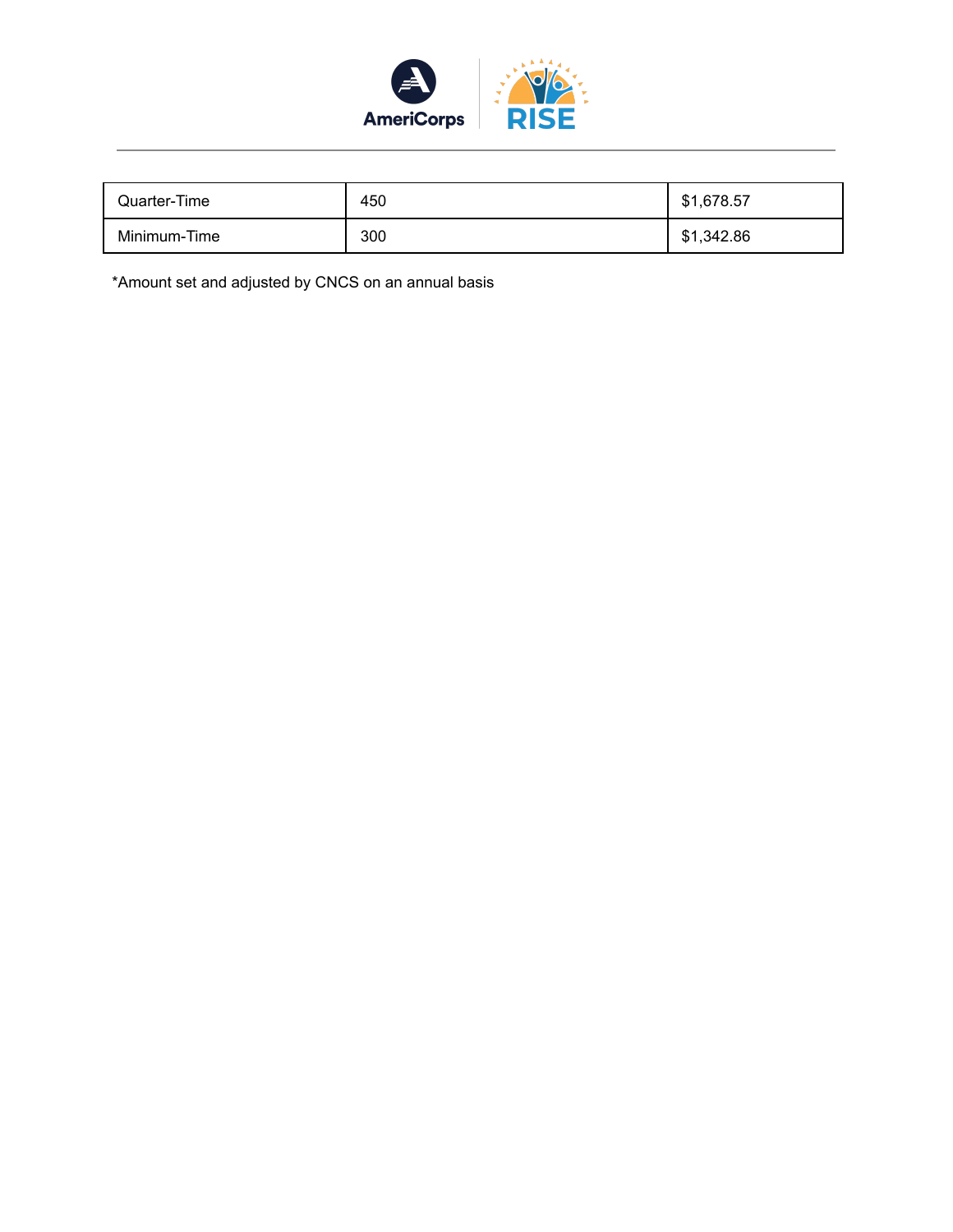| | | |
|---|---|---|
| Quarter-Time | 450 | $1,678.57 |
| Minimum-Time | 300 | $1,342.86 |

*Amount set and adjusted by CNCS on an annual basis